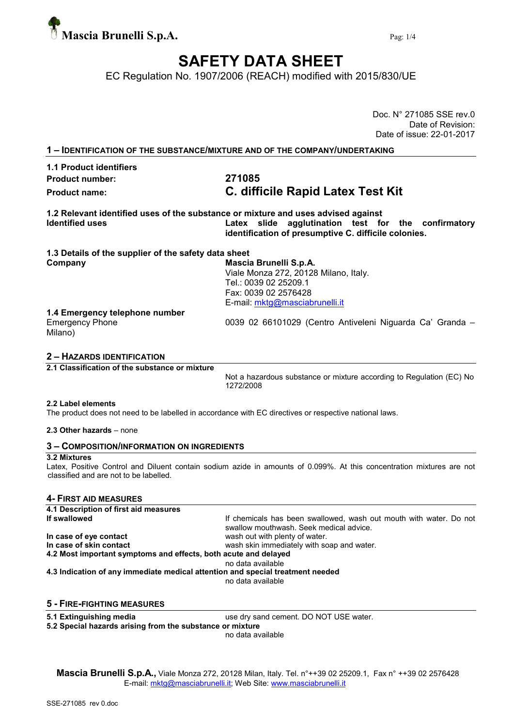**Mascia Brunelli S.p.A.**

# SAFETY DATA SHEET

EC Regulation No. 1907/2006 (REACH) modified with 2015/830/UE

Doc. N° 271085 SSE rev.0
Date of Revision:
Date of issue: 22-01-2017

## 1 – IDENTIFICATION OF THE SUBSTANCE/MIXTURE AND OF THE COMPANY/UNDERTAKING

**1.1 Product identifiers**

| | |
|---|---|
| **Product number:** | **271085** |
| **Product name:** | **C. difficile Rapid Latex Test Kit** |

**1.2 Relevant identified uses of the substance or mixture and uses advised against**

| | |
|---|---|
| **Identified uses** | **Latex slide agglutination test for the confirmatory identification of presumptive C. difficile colonies.** |

**1.3 Details of the supplier of the safety data sheet**

| | |
|---|---|
| **Company** | **Mascia Brunelli S.p.A.**<br>Viale Monza 272, 20128 Milano, Italy.<br>Tel.: 0039 02 25209.1<br>Fax: 0039 02 2576428<br>E-mail: mktg@masciabrunelli.it |

**1.4 Emergency telephone number**

| | |
|---|---|
| Emergency Phone | 0039 02 66101029 (Centro Antiveleni Niguarda Ca' Granda – Milano) |

## 2 – HAZARDS IDENTIFICATION

**2.1 Classification of the substance or mixture**

Not a hazardous substance or mixture according to Regulation (EC) No 1272/2008

**2.2 Label elements**

The product does not need to be labelled in accordance with EC directives or respective national laws.

**2.3 Other hazards** – none

## 3 – COMPOSITION/INFORMATION ON INGREDIENTS

**3.2 Mixtures**

Latex, Positive Control and Diluent contain sodium azide in amounts of 0.099%. At this concentration mixtures are not classified and are not to be labelled.

## 4- FIRST AID MEASURES

**4.1 Description of first aid measures**

| | |
|---|---|
| **If swallowed** | If chemicals has been swallowed, wash out mouth with water. Do not swallow mouthwash. Seek medical advice. |
| **In case of eye contact** | wash out with plenty of water. |
| **In case of skin contact** | wash skin immediately with soap and water. |

**4.2 Most important symptoms and effects, both acute and delayed**

no data available

**4.3 Indication of any immediate medical attention and special treatment needed**

no data available

## 5 - FIRE-FIGHTING MEASURES

| | |
|---|---|
| **5.1 Extinguishing media** | use dry sand cement. DO NOT USE water. |

**5.2 Special hazards arising from the substance or mixture**

no data available

**Mascia Brunelli S.p.A.,** Viale Monza 272, 20128 Milan, Italy. Tel. n°++39 02 25209.1, Fax n° ++39 02 2576428
E-mail: mktg@masciabrunelli.it; Web Site: www.masciabrunelli.it

SSE-271085 rev 0.doc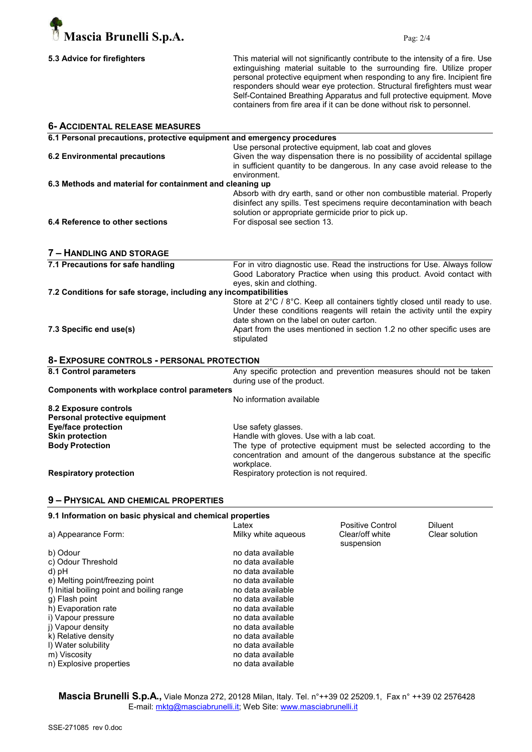**5.3 Advice for firefighters**

This material will not significantly contribute to the intensity of a fire. Use extinguishing material suitable to the surrounding fire. Utilize proper personal protective equipment when responding to any fire. Incipient fire responders should wear eye protection. Structural firefighters must wear Self-Contained Breathing Apparatus and full protective equipment. Move containers from fire area if it can be done without risk to personnel.

## 6- ACCIDENTAL RELEASE MEASURES

**6.1 Personal precautions, protective equipment and emergency procedures**

Use personal protective equipment, lab coat and gloves

**6.2 Environmental precautions**

Given the way dispensation there is no possibility of accidental spillage in sufficient quantity to be dangerous. In any case avoid release to the environment.

**6.3 Methods and material for containment and cleaning up**

Absorb with dry earth, sand or other non combustible material. Properly disinfect any spills. Test specimens require decontamination with beach solution or appropriate germicide prior to pick up.

**6.4 Reference to other sections**

For disposal see section 13.

## 7 – HANDLING AND STORAGE

**7.1 Precautions for safe handling**

For in vitro diagnostic use. Read the instructions for Use. Always follow Good Laboratory Practice when using this product. Avoid contact with eyes, skin and clothing.

**7.2 Conditions for safe storage, including any incompatibilities**

Store at 2°C / 8°C. Keep all containers tightly closed until ready to use. Under these conditions reagents will retain the activity until the expiry date shown on the label on outer carton.

**7.3 Specific end use(s)**

Apart from the uses mentioned in section 1.2 no other specific uses are stipulated

## 8- EXPOSURE CONTROLS - PERSONAL PROTECTION

**8.1 Control parameters**

Any specific protection and prevention measures should not be taken during use of the product.

**Components with workplace control parameters**

No information available

**8.2 Exposure controls**

**Personal protective equipment**

**Eye/face protection**: Use safety glasses.

**Skin protection**: Handle with gloves. Use with a lab coat.

**Body Protection**: The type of protective equipment must be selected according to the concentration and amount of the dangerous substance at the specific workplace.

**Respiratory protection**: Respiratory protection is not required.

## 9 – PHYSICAL AND CHEMICAL PROPERTIES

**9.1 Information on basic physical and chemical properties**

| | Latex | Positive Control | Diluent |
|---|---|---|---|
| a) Appearance Form: | Milky white aqueous | Clear/off white suspension | Clear solution |
| b) Odour | no data available | | |
| c) Odour Threshold | no data available | | |
| d) pH | no data available | | |
| e) Melting point/freezing point | no data available | | |
| f) Initial boiling point and boiling range | no data available | | |
| g) Flash point | no data available | | |
| h) Evaporation rate | no data available | | |
| i) Vapour pressure | no data available | | |
| j) Vapour density | no data available | | |
| k) Relative density | no data available | | |
| l) Water solubility | no data available | | |
| m) Viscosity | no data available | | |
| n) Explosive properties | no data available | | |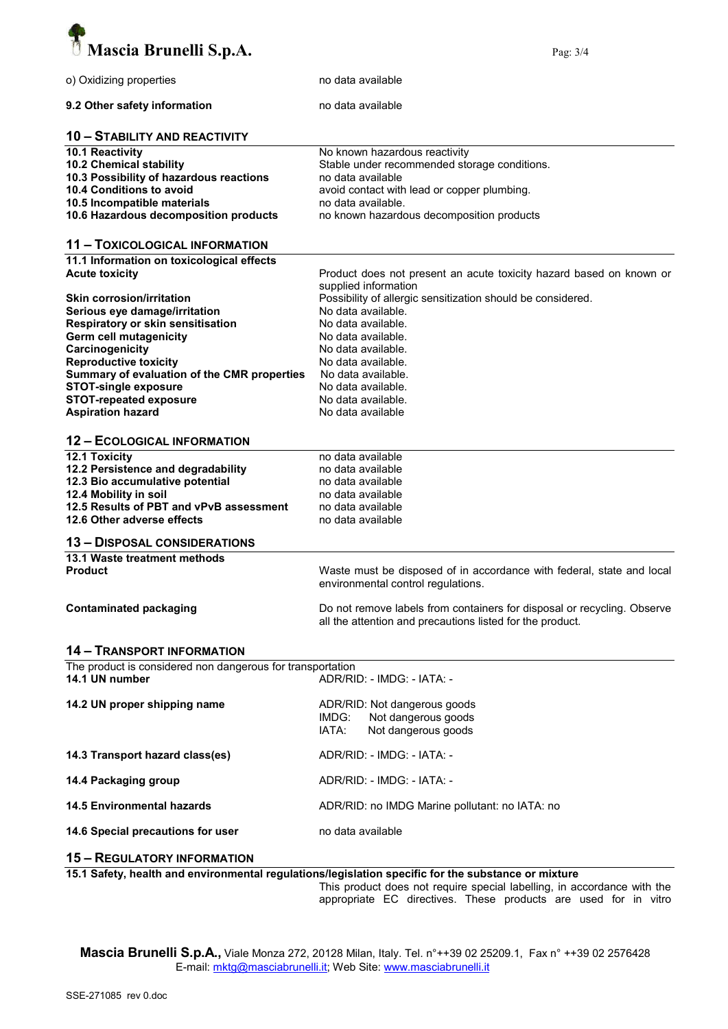| | |
|---|---|
| o) Oxidizing properties | no data available |
| **9.2 Other safety information** | no data available |

## 10 – STABILITY AND REACTIVITY

| | |
|---|---|
| **10.1 Reactivity** | No known hazardous reactivity |
| **10.2 Chemical stability** | Stable under recommended storage conditions. |
| **10.3 Possibility of hazardous reactions** | no data available |
| **10.4 Conditions to avoid** | avoid contact with lead or copper plumbing. |
| **10.5 Incompatible materials** | no data available. |
| **10.6 Hazardous decomposition products** | no known hazardous decomposition products |

## 11 – TOXICOLOGICAL INFORMATION

| | |
|---|---|
| **11.1 Information on toxicological effects** | |
| **Acute toxicity** | Product does not present an acute toxicity hazard based on known or supplied information |
| **Skin corrosion/irritation** | Possibility of allergic sensitization should be considered. |
| **Serious eye damage/irritation** | No data available. |
| **Respiratory or skin sensitisation** | No data available. |
| **Germ cell mutagenicity** | No data available. |
| **Carcinogenicity** | No data available. |
| **Reproductive toxicity** | No data available. |
| **Summary of evaluation of the CMR properties** | No data available. |
| **STOT-single exposure** | No data available. |
| **STOT-repeated exposure** | No data available. |
| **Aspiration hazard** | No data available |

## 12 – ECOLOGICAL INFORMATION

| | |
|---|---|
| **12.1 Toxicity** | no data available |
| **12.2 Persistence and degradability** | no data available |
| **12.3 Bio accumulative potential** | no data available |
| **12.4 Mobility in soil** | no data available |
| **12.5 Results of PBT and vPvB assessment** | no data available |
| **12.6 Other adverse effects** | no data available |

## 13 – DISPOSAL CONSIDERATIONS

| | |
|---|---|
| **13.1 Waste treatment methods** | |
| **Product** | Waste must be disposed of in accordance with federal, state and local environmental control regulations. |
| **Contaminated packaging** | Do not remove labels from containers for disposal or recycling. Observe all the attention and precautions listed for the product. |

## 14 – TRANSPORT INFORMATION

The product is considered non dangerous for transportation

| | |
|---|---|
| **14.1 UN number** | ADR/RID: - IMDG: - IATA: - |
| **14.2 UN proper shipping name** | ADR/RID: Not dangerous goods<br>IMDG: Not dangerous goods<br>IATA: Not dangerous goods |
| **14.3 Transport hazard class(es)** | ADR/RID: - IMDG: - IATA: - |
| **14.4 Packaging group** | ADR/RID: - IMDG: - IATA: - |
| **14.5 Environmental hazards** | ADR/RID: no IMDG Marine pollutant: no IATA: no |
| **14.6 Special precautions for user** | no data available |

## 15 – REGULATORY INFORMATION

**15.1 Safety, health and environmental regulations/legislation specific for the substance or mixture**

This product does not require special labelling, in accordance with the appropriate EC directives. These products are used for in vitro

**Mascia Brunelli S.p.A.**, Viale Monza 272, 20128 Milan, Italy. Tel. n°++39 02 25209.1, Fax n° ++39 02 2576428
E-mail: mktg@masciabrunelli.it; Web Site: www.masciabrunelli.it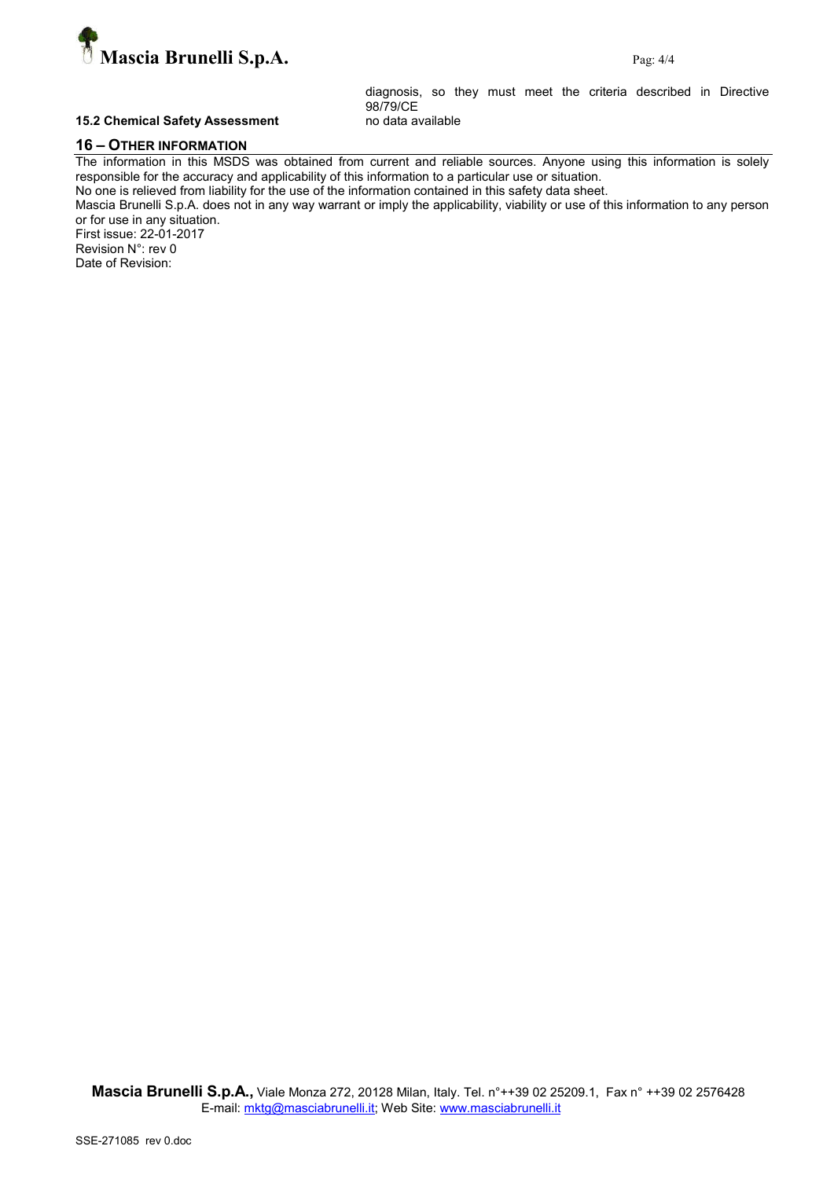diagnosis, so they must meet the criteria described in Directive 98/79/CE

**15.2 Chemical Safety Assessment** no data available

## 16 – OTHER INFORMATION

The information in this MSDS was obtained from current and reliable sources. Anyone using this information is solely responsible for the accuracy and applicability of this information to a particular use or situation.
No one is relieved from liability for the use of the information contained in this safety data sheet.
Mascia Brunelli S.p.A. does not in any way warrant or imply the applicability, viability or use of this information to any person or for use in any situation.
First issue: 22-01-2017
Revision N°: rev 0
Date of Revision: